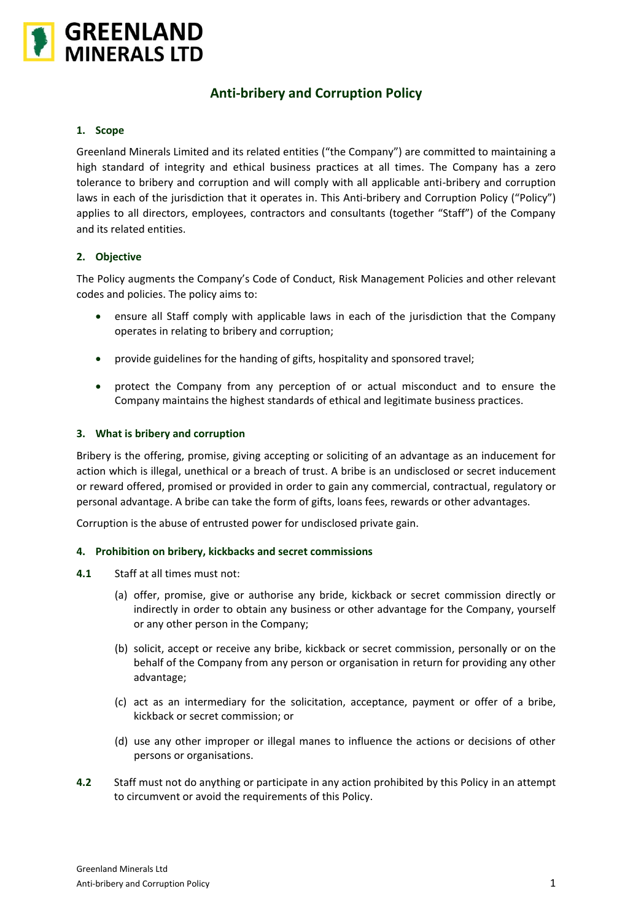GREENLAND MINERALS LTD

# Anti-bribery and Corruption Policy

## 1. Scope

Greenland Minerals Limited and its related entities ("the Company") are committed to maintaining a high standard of integrity and ethical business practices at all times. The Company has a zero tolerance to bribery and corruption and will comply with all applicable anti-bribery and corruption laws in each of the jurisdiction that it operates in. This Anti-bribery and Corruption Policy ("Policy") applies to all directors, employees, contractors and consultants (together "Staff") of the Company and its related entities.

## 2. Objective

The Policy augments the Company's Code of Conduct, Risk Management Policies and other relevant codes and policies. The policy aims to:

- ensure all Staff comply with applicable laws in each of the jurisdiction that the Company operates in relating to bribery and corruption;
- provide guidelines for the handing of gifts, hospitality and sponsored travel;
- protect the Company from any perception of or actual misconduct and to ensure the Company maintains the highest standards of ethical and legitimate business practices.

## 3. What is bribery and corruption

Bribery is the offering, promise, giving accepting or soliciting of an advantage as an inducement for action which is illegal, unethical or a breach of trust. A bribe is an undisclosed or secret inducement or reward offered, promised or provided in order to gain any commercial, contractual, regulatory or personal advantage. A bribe can take the form of gifts, loans fees, rewards or other advantages.

Corruption is the abuse of entrusted power for undisclosed private gain.

## 4. Prohibition on bribery, kickbacks and secret commissions

**4.1** Staff at all times must not:

(a) offer, promise, give or authorise any bride, kickback or secret commission directly or indirectly in order to obtain any business or other advantage for the Company, yourself or any other person in the Company;

(b) solicit, accept or receive any bribe, kickback or secret commission, personally or on the behalf of the Company from any person or organisation in return for providing any other advantage;

(c) act as an intermediary for the solicitation, acceptance, payment or offer of a bribe, kickback or secret commission; or

(d) use any other improper or illegal manes to influence the actions or decisions of other persons or organisations.

**4.2** Staff must not do anything or participate in any action prohibited by this Policy in an attempt to circumvent or avoid the requirements of this Policy.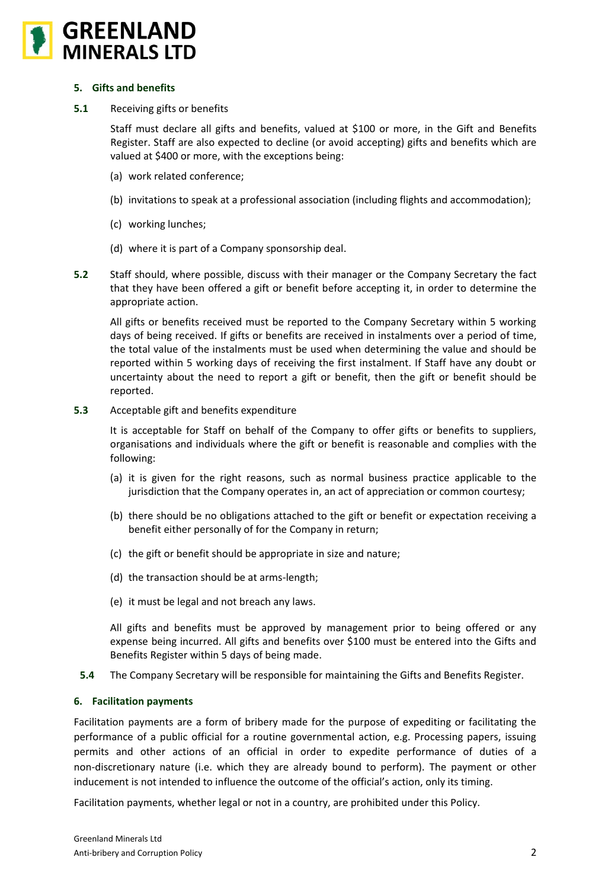## 5. Gifts and benefits

**5.1** Receiving gifts or benefits

Staff must declare all gifts and benefits, valued at $100 or more, in the Gift and Benefits Register. Staff are also expected to decline (or avoid accepting) gifts and benefits which are valued at $400 or more, with the exceptions being:

(a) work related conference;

(b) invitations to speak at a professional association (including flights and accommodation);

(c) working lunches;

(d) where it is part of a Company sponsorship deal.

**5.2** Staff should, where possible, discuss with their manager or the Company Secretary the fact that they have been offered a gift or benefit before accepting it, in order to determine the appropriate action.

All gifts or benefits received must be reported to the Company Secretary within 5 working days of being received. If gifts or benefits are received in instalments over a period of time, the total value of the instalments must be used when determining the value and should be reported within 5 working days of receiving the first instalment. If Staff have any doubt or uncertainty about the need to report a gift or benefit, then the gift or benefit should be reported.

**5.3** Acceptable gift and benefits expenditure

It is acceptable for Staff on behalf of the Company to offer gifts or benefits to suppliers, organisations and individuals where the gift or benefit is reasonable and complies with the following:

(a) it is given for the right reasons, such as normal business practice applicable to the jurisdiction that the Company operates in, an act of appreciation or common courtesy;

(b) there should be no obligations attached to the gift or benefit or expectation receiving a benefit either personally of for the Company in return;

(c) the gift or benefit should be appropriate in size and nature;

(d) the transaction should be at arms-length;

(e) it must be legal and not breach any laws.

All gifts and benefits must be approved by management prior to being offered or any expense being incurred. All gifts and benefits over $100 must be entered into the Gifts and Benefits Register within 5 days of being made.

**5.4** The Company Secretary will be responsible for maintaining the Gifts and Benefits Register.

## 6. Facilitation payments

Facilitation payments are a form of bribery made for the purpose of expediting or facilitating the performance of a public official for a routine governmental action, e.g. Processing papers, issuing permits and other actions of an official in order to expedite performance of duties of a non-discretionary nature (i.e. which they are already bound to perform). The payment or other inducement is not intended to influence the outcome of the official's action, only its timing.

Facilitation payments, whether legal or not in a country, are prohibited under this Policy.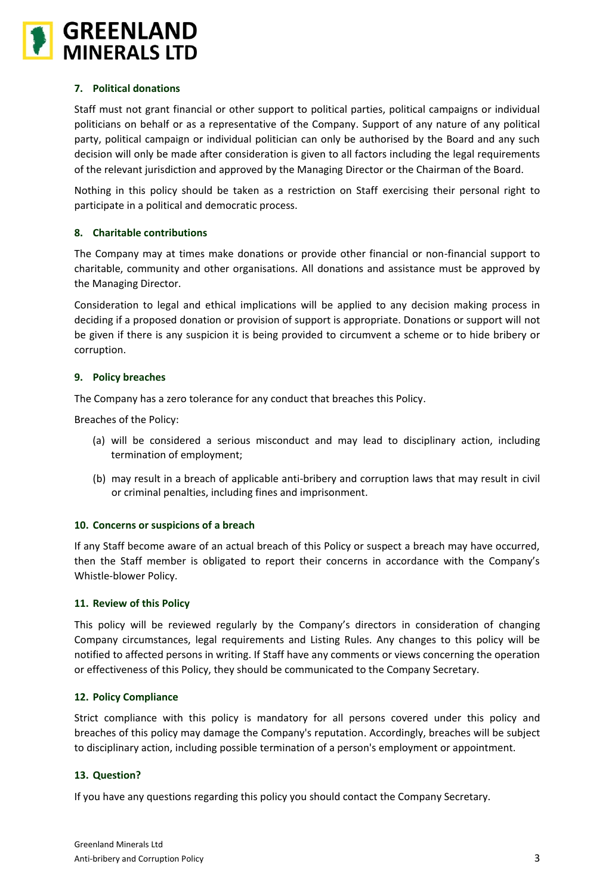## 7. Political donations

Staff must not grant financial or other support to political parties, political campaigns or individual politicians on behalf or as a representative of the Company. Support of any nature of any political party, political campaign or individual politician can only be authorised by the Board and any such decision will only be made after consideration is given to all factors including the legal requirements of the relevant jurisdiction and approved by the Managing Director or the Chairman of the Board.

Nothing in this policy should be taken as a restriction on Staff exercising their personal right to participate in a political and democratic process.

## 8. Charitable contributions

The Company may at times make donations or provide other financial or non-financial support to charitable, community and other organisations. All donations and assistance must be approved by the Managing Director.

Consideration to legal and ethical implications will be applied to any decision making process in deciding if a proposed donation or provision of support is appropriate. Donations or support will not be given if there is any suspicion it is being provided to circumvent a scheme or to hide bribery or corruption.

## 9. Policy breaches

The Company has a zero tolerance for any conduct that breaches this Policy.

Breaches of the Policy:

(a) will be considered a serious misconduct and may lead to disciplinary action, including termination of employment;

(b) may result in a breach of applicable anti-bribery and corruption laws that may result in civil or criminal penalties, including fines and imprisonment.

## 10. Concerns or suspicions of a breach

If any Staff become aware of an actual breach of this Policy or suspect a breach may have occurred, then the Staff member is obligated to report their concerns in accordance with the Company's Whistle-blower Policy.

## 11. Review of this Policy

This policy will be reviewed regularly by the Company's directors in consideration of changing Company circumstances, legal requirements and Listing Rules. Any changes to this policy will be notified to affected persons in writing. If Staff have any comments or views concerning the operation or effectiveness of this Policy, they should be communicated to the Company Secretary.

## 12. Policy Compliance

Strict compliance with this policy is mandatory for all persons covered under this policy and breaches of this policy may damage the Company's reputation. Accordingly, breaches will be subject to disciplinary action, including possible termination of a person's employment or appointment.

## 13. Question?

If you have any questions regarding this policy you should contact the Company Secretary.